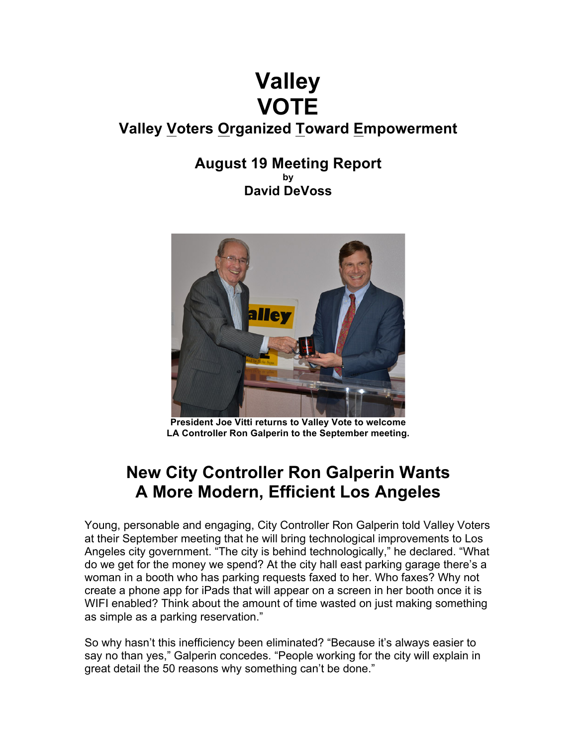# Valley VOTE

## Valley Voters Organized Toward Empowerment

### August 19 Meeting Report

by

**David DeVoss**

**President Joe Vitti returns to Valley Vote to welcome LA Controller Ron Galperin to the September meeting.**

## New City Controller Ron Galperin Wants A More Modern, Efficient Los Angeles

Young, personable and engaging, City Controller Ron Galperin told Valley Voters at their September meeting that he will bring technological improvements to Los Angeles city government. "The city is behind technologically," he declared. "What do we get for the money we spend? At the city hall east parking garage there's a woman in a booth who has parking requests faxed to her. Who faxes? Why not create a phone app for iPads that will appear on a screen in her booth once it is WIFI enabled? Think about the amount of time wasted on just making something as simple as a parking reservation."

So why hasn't this inefficiency been eliminated? "Because it's always easier to say no than yes," Galperin concedes. "People working for the city will explain in great detail the 50 reasons why something can't be done."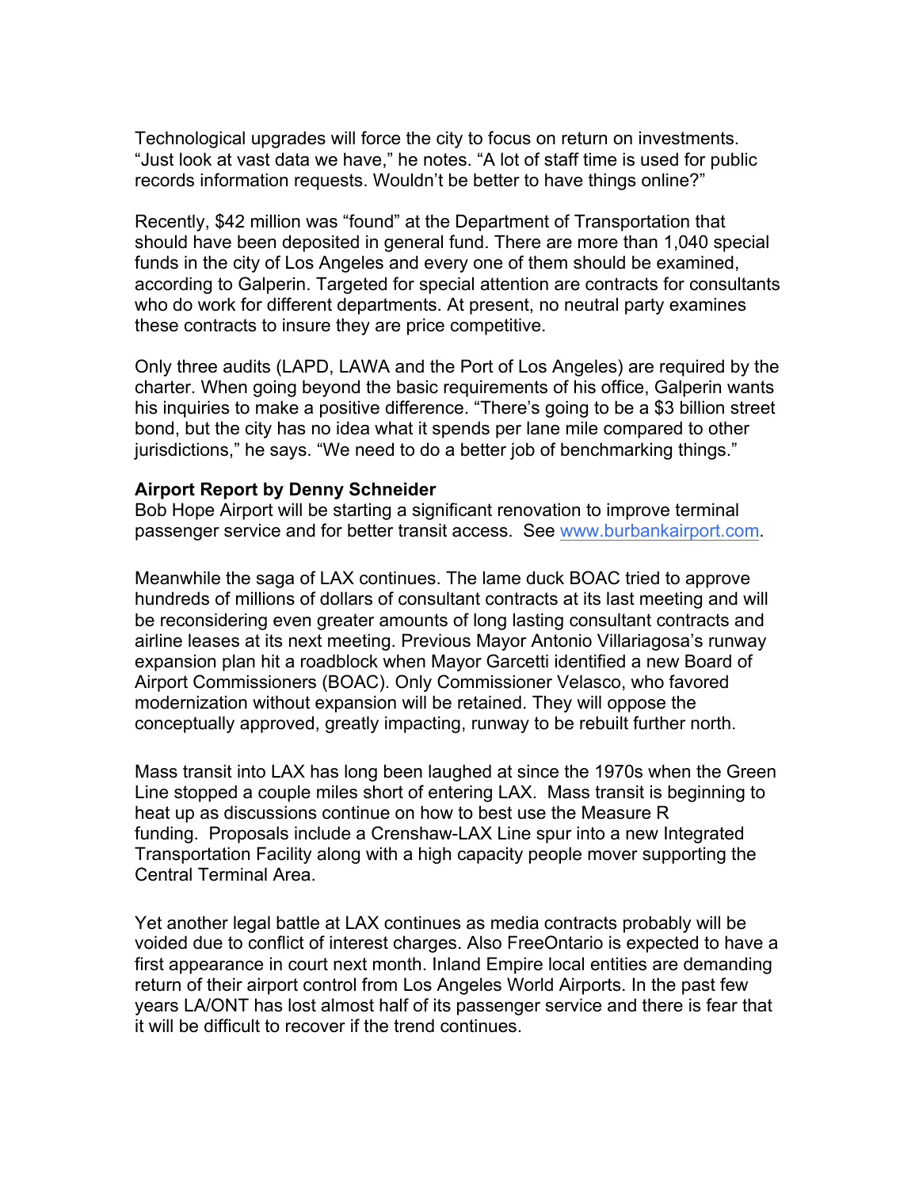Technological upgrades will force the city to focus on return on investments. "Just look at vast data we have," he notes. "A lot of staff time is used for public records information requests. Wouldn't be better to have things online?"

Recently, $42 million was "found" at the Department of Transportation that should have been deposited in general fund. There are more than 1,040 special funds in the city of Los Angeles and every one of them should be examined, according to Galperin. Targeted for special attention are contracts for consultants who do work for different departments. At present, no neutral party examines these contracts to insure they are price competitive.

Only three audits (LAPD, LAWA and the Port of Los Angeles) are required by the charter. When going beyond the basic requirements of his office, Galperin wants his inquiries to make a positive difference. "There's going to be a $3 billion street bond, but the city has no idea what it spends per lane mile compared to other jurisdictions," he says. "We need to do a better job of benchmarking things."

**Airport Report by Denny Schneider**
Bob Hope Airport will be starting a significant renovation to improve terminal passenger service and for better transit access. See [www.burbankairport.com](www.burbankairport.com).

Meanwhile the saga of LAX continues. The lame duck BOAC tried to approve hundreds of millions of dollars of consultant contracts at its last meeting and will be reconsidering even greater amounts of long lasting consultant contracts and airline leases at its next meeting. Previous Mayor Antonio Villariagosa's runway expansion plan hit a roadblock when Mayor Garcetti identified a new Board of Airport Commissioners (BOAC). Only Commissioner Velasco, who favored modernization without expansion will be retained. They will oppose the conceptually approved, greatly impacting, runway to be rebuilt further north.

Mass transit into LAX has long been laughed at since the 1970s when the Green Line stopped a couple miles short of entering LAX. Mass transit is beginning to heat up as discussions continue on how to best use the Measure R funding. Proposals include a Crenshaw-LAX Line spur into a new Integrated Transportation Facility along with a high capacity people mover supporting the Central Terminal Area.

Yet another legal battle at LAX continues as media contracts probably will be voided due to conflict of interest charges. Also FreeOntario is expected to have a first appearance in court next month. Inland Empire local entities are demanding return of their airport control from Los Angeles World Airports. In the past few years LA/ONT has lost almost half of its passenger service and there is fear that it will be difficult to recover if the trend continues.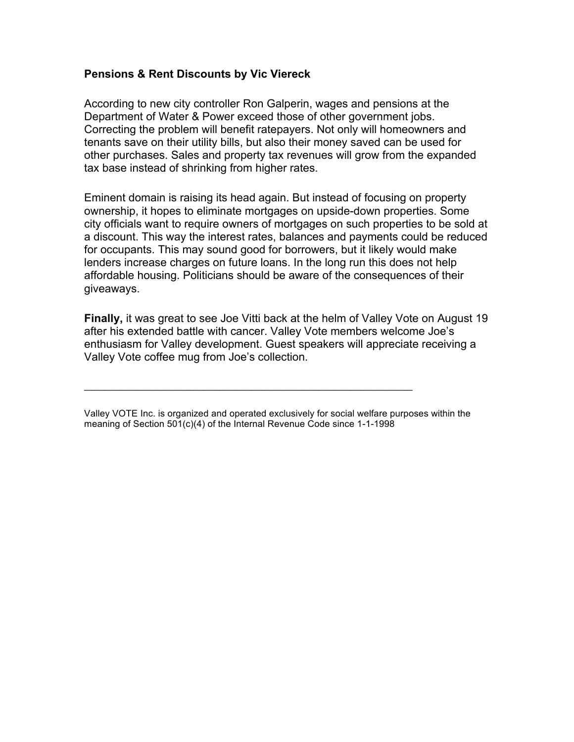**Pensions & Rent Discounts by Vic Viereck**

According to new city controller Ron Galperin, wages and pensions at the Department of Water & Power exceed those of other government jobs. Correcting the problem will benefit ratepayers. Not only will homeowners and tenants save on their utility bills, but also their money saved can be used for other purchases. Sales and property tax revenues will grow from the expanded tax base instead of shrinking from higher rates.

Eminent domain is raising its head again. But instead of focusing on property ownership, it hopes to eliminate mortgages on upside-down properties. Some city officials want to require owners of mortgages on such properties to be sold at a discount. This way the interest rates, balances and payments could be reduced for occupants. This may sound good for borrowers, but it likely would make lenders increase charges on future loans. In the long run this does not help affordable housing. Politicians should be aware of the consequences of their giveaways.

**Finally,** it was great to see Joe Vitti back at the helm of Valley Vote on August 19 after his extended battle with cancer. Valley Vote members welcome Joe's enthusiasm for Valley development. Guest speakers will appreciate receiving a Valley Vote coffee mug from Joe's collection.

---

Valley VOTE Inc. is organized and operated exclusively for social welfare purposes within the meaning of Section 501(c)(4) of the Internal Revenue Code since 1-1-1998